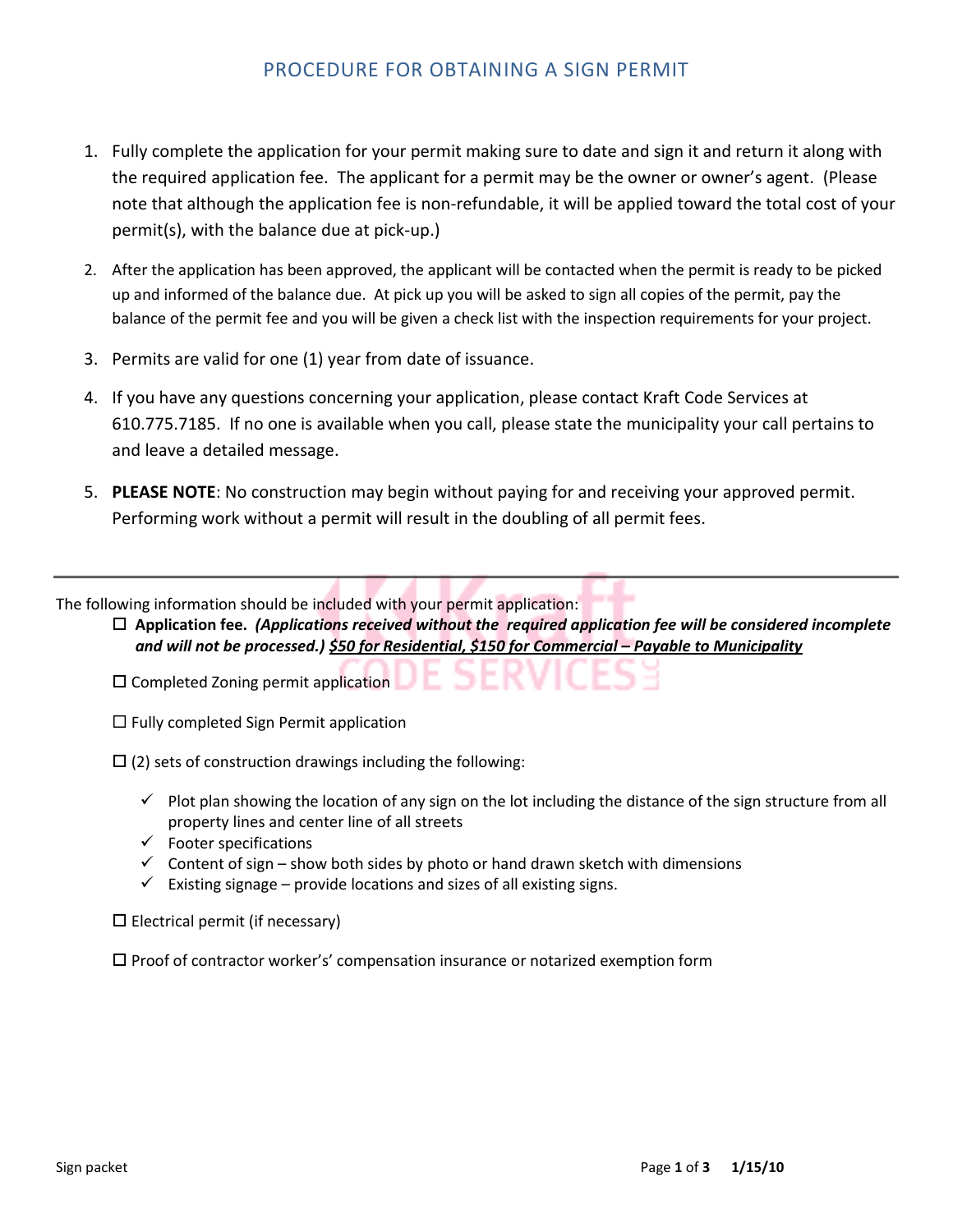# PROCEDURE FOR OBTAINING A SIGN PERMIT

1. Fully complete the application for your permit making sure to date and sign it and return it along with the required application fee. The applicant for a permit may be the owner or owner's agent. (Please note that although the application fee is non-refundable, it will be applied toward the total cost of your permit(s), with the balance due at pick-up.)
2. After the application has been approved, the applicant will be contacted when the permit is ready to be picked up and informed of the balance due. At pick up you will be asked to sign all copies of the permit, pay the balance of the permit fee and you will be given a check list with the inspection requirements for your project.
3. Permits are valid for one (1) year from date of issuance.
4. If you have any questions concerning your application, please contact Kraft Code Services at 610.775.7185. If no one is available when you call, please state the municipality your call pertains to and leave a detailed message.
5. **PLEASE NOTE**: No construction may begin without paying for and receiving your approved permit. Performing work without a permit will result in the doubling of all permit fees.

---

The following information should be included with your permit application:

- ☐ **Application fee.** ***(Applications received without the required application fee will be considered incomplete and will not be processed.)*** ***$50 for Residential, $150 for Commercial – Payable to Municipality***
- ☐ Completed Zoning permit application
- ☐ Fully completed Sign Permit application
- ☐ (2) sets of construction drawings including the following:
  - ✓ Plot plan showing the location of any sign on the lot including the distance of the sign structure from all property lines and center line of all streets
  - ✓ Footer specifications
  - ✓ Content of sign – show both sides by photo or hand drawn sketch with dimensions
  - ✓ Existing signage – provide locations and sizes of all existing signs.
- ☐ Electrical permit (if necessary)
- ☐ Proof of contractor worker's' compensation insurance or notarized exemption form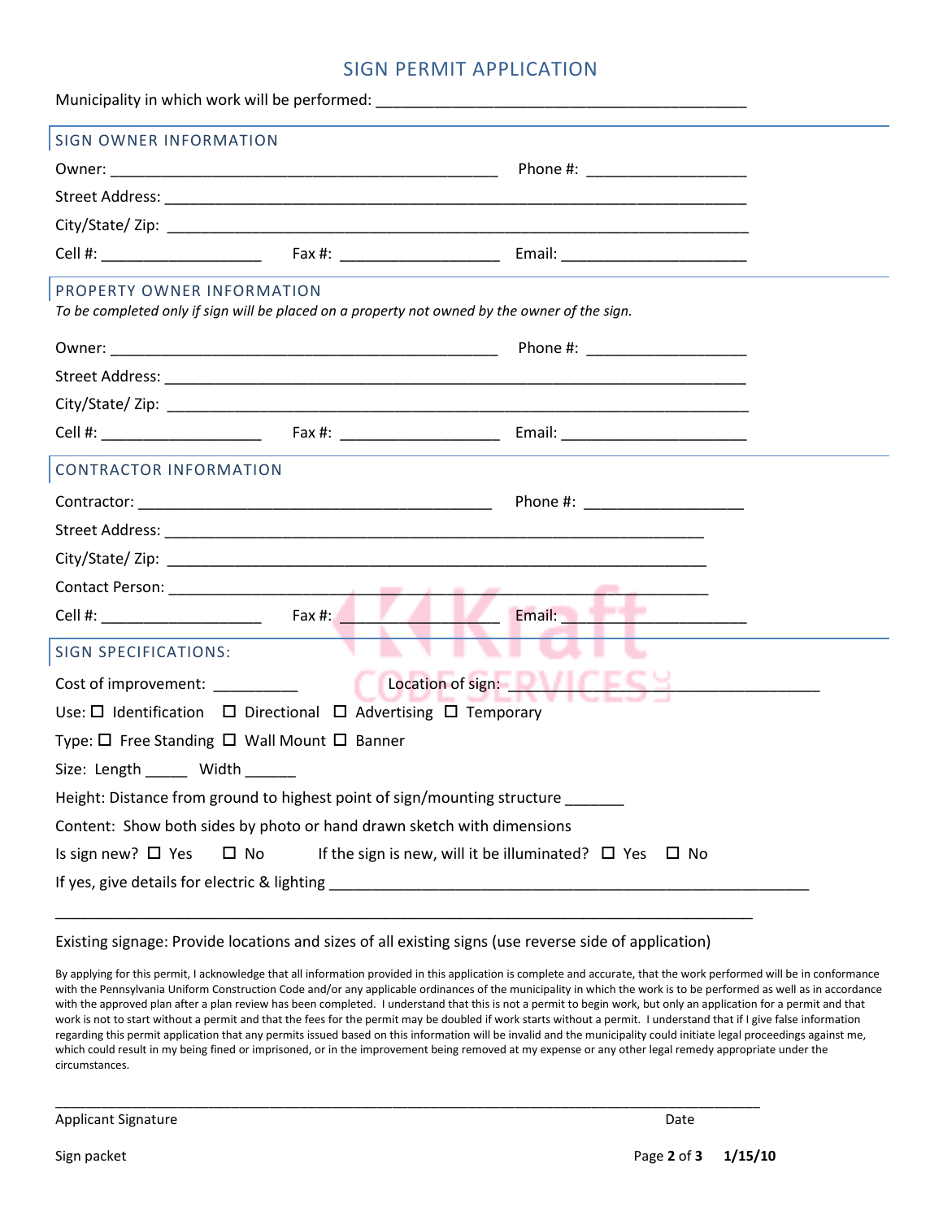# SIGN PERMIT APPLICATION

Municipality in which work will be performed: _______________________________________________

## SIGN OWNER INFORMATION

Owner: _________________________________________________ Phone #: ____________________

Street Address: ________________________________________________________________________

City/State/ Zip: ________________________________________________________________________

Cell #: ____________________ Fax #: ____________________ Email: _______________________

## PROPERTY OWNER INFORMATION

*To be completed only if sign will be placed on a property not owned by the owner of the sign.*

Owner: _________________________________________________ Phone #: ____________________

Street Address: ________________________________________________________________________

City/State/ Zip: ________________________________________________________________________

Cell #: ____________________ Fax #: ____________________ Email: _______________________

## CONTRACTOR INFORMATION

Contractor: ____________________________________________ Phone #: ____________________

Street Address: ____________________________________________________________________

City/State/ Zip: ____________________________________________________________________

Contact Person: ____________________________________________________________________

Cell #: ____________________ Fax #: ____________________ Email: _______________________

## SIGN SPECIFICATIONS:

Cost of improvement: __________ Location of sign: ________________________________________

Use: ☐ Identification ☐ Directional ☐ Advertising ☐ Temporary

Type: ☐ Free Standing ☐ Wall Mount ☐ Banner

Size: Length _____ Width ______

Height: Distance from ground to highest point of sign/mounting structure _______

Content: Show both sides by photo or hand drawn sketch with dimensions

Is sign new? ☐ Yes ☐ No If the sign is new, will it be illuminated? ☐ Yes ☐ No

If yes, give details for electric & lighting ____________________________________________________________

_____________________________________________________________________________________________

Existing signage: Provide locations and sizes of all existing signs (use reverse side of application)

By applying for this permit, I acknowledge that all information provided in this application is complete and accurate, that the work performed will be in conformance with the Pennsylvania Uniform Construction Code and/or any applicable ordinances of the municipality in which the work is to be performed as well as in accordance with the approved plan after a plan review has been completed. I understand that this is not a permit to begin work, but only an application for a permit and that work is not to start without a permit and that the fees for the permit may be doubled if work starts without a permit. I understand that if I give false information regarding this permit application that any permits issued based on this information will be invalid and the municipality could initiate legal proceedings against me, which could result in my being fined or imprisoned, or in the improvement being removed at my expense or any other legal remedy appropriate under the circumstances.

_____________________________________________________________________________________________

Applicant Signature Date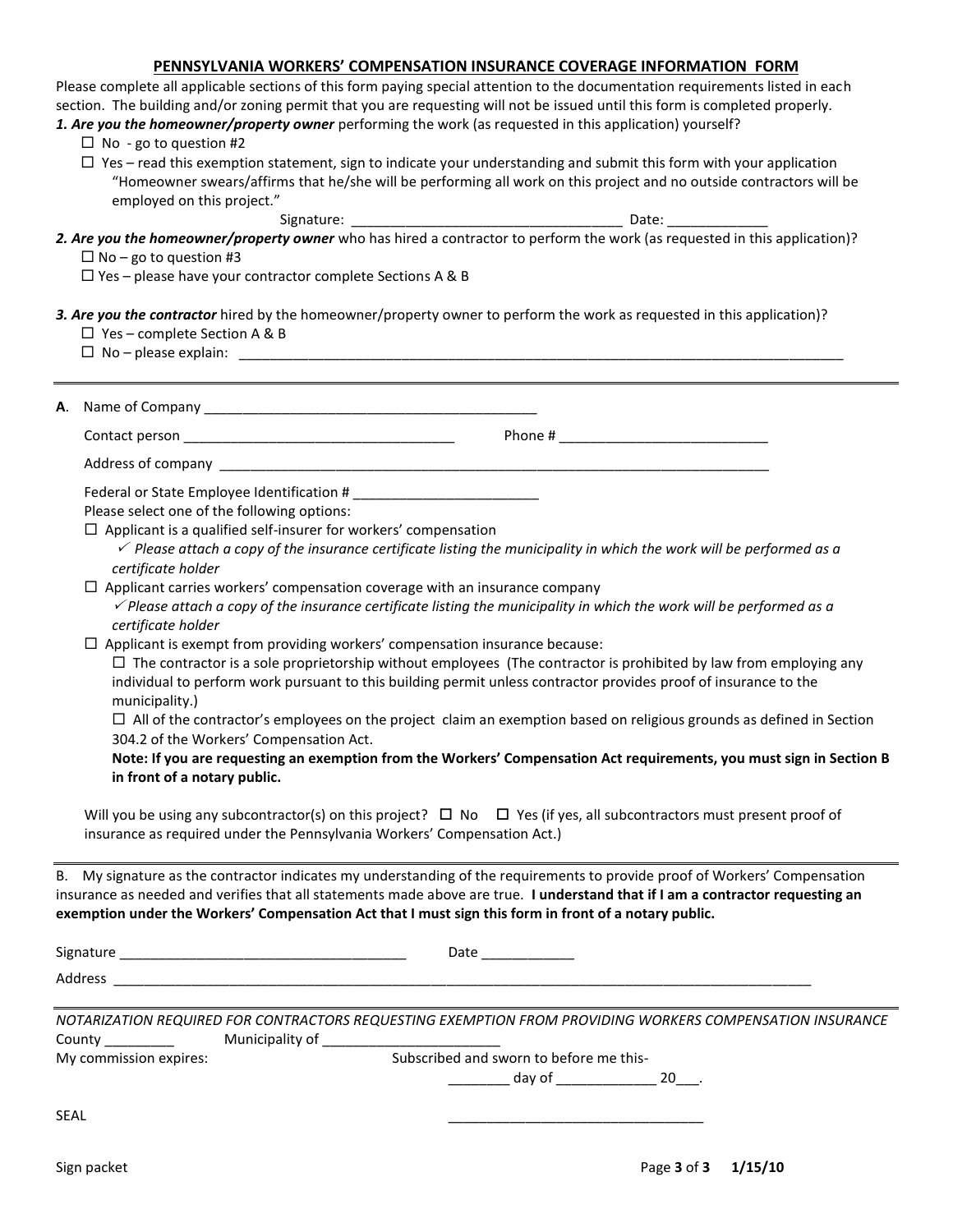# PENNSYLVANIA WORKERS' COMPENSATION INSURANCE COVERAGE INFORMATION FORM

Please complete all applicable sections of this form paying special attention to the documentation requirements listed in each section. The building and/or zoning permit that you are requesting will not be issued until this form is completed properly.

***1. Are you the homeowner/property owner*** performing the work (as requested in this application) yourself?

- ☐ No - go to question #2
- ☐ Yes – read this exemption statement, sign to indicate your understanding and submit this form with your application "Homeowner swears/affirms that he/she will be performing all work on this project and no outside contractors will be employed on this project."

Signature: ___________________________________ Date: _____________

***2. Are you the homeowner/property owner*** who has hired a contractor to perform the work (as requested in this application)?

- ☐ No – go to question #3
- ☐ Yes – please have your contractor complete Sections A & B

***3. Are you the contractor*** hired by the homeowner/property owner to perform the work as requested in this application)?

- ☐ Yes – complete Section A & B
- ☐ No – please explain: ____________________________________________________________________________________

---

**A**. Name of Company _____________________________________________

Contact person ___________________________________ Phone # ___________________________

Address of company ____________________________________________________________________________

Federal or State Employee Identification # ________________________

Please select one of the following options:

- ☐ Applicant is a qualified self-insurer for workers' compensation
  - ✓ *Please attach a copy of the insurance certificate listing the municipality in which the work will be performed as a certificate holder*
- ☐ Applicant carries workers' compensation coverage with an insurance company
  - ✓ *Please attach a copy of the insurance certificate listing the municipality in which the work will be performed as a certificate holder*
- ☐ Applicant is exempt from providing workers' compensation insurance because:
  - ☐ The contractor is a sole proprietorship without employees (The contractor is prohibited by law from employing any individual to perform work pursuant to this building permit unless contractor provides proof of insurance to the municipality.)
  - ☐ All of the contractor's employees on the project claim an exemption based on religious grounds as defined in Section 304.2 of the Workers' Compensation Act.

  **Note: If you are requesting an exemption from the Workers' Compensation Act requirements, you must sign in Section B in front of a notary public.**

Will you be using any subcontractor(s) on this project? ☐ No ☐ Yes (if yes, all subcontractors must present proof of insurance as required under the Pennsylvania Workers' Compensation Act.)

---

B. My signature as the contractor indicates my understanding of the requirements to provide proof of Workers' Compensation insurance as needed and verifies that all statements made above are true. **I understand that if I am a contractor requesting an exemption under the Workers' Compensation Act that I must sign this form in front of a notary public.**

Signature _____________________________________ Date ____________

Address ___________________________________________________________________________________________

---

*NOTARIZATION REQUIRED FOR CONTRACTORS REQUESTING EXEMPTION FROM PROVIDING WORKERS COMPENSATION INSURANCE*

County _________ Municipality of _______________________

My commission expires: Subscribed and sworn to before me this-

________ day of _____________ 20___.

SEAL _________________________________

Sign packet 1/15/10